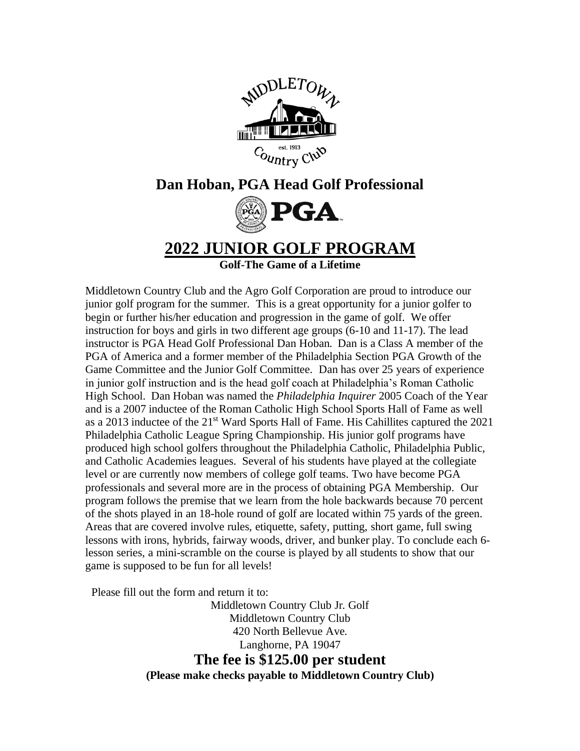MIDDLETOWN

est. 1913

Country Club

## Dan Hoban, PGA Head Golf Professional

PGA

# 2022 JUNIOR GOLF PROGRAM

**Golf-The Game of a Lifetime**

Middletown Country Club and the Agro Golf Corporation are proud to introduce our junior golf program for the summer. This is a great opportunity for a junior golfer to begin or further his/her education and progression in the game of golf. We offer instruction for boys and girls in two different age groups (6-10 and 11-17). The lead instructor is PGA Head Golf Professional Dan Hoban. Dan is a Class A member of the PGA of America and a former member of the Philadelphia Section PGA Growth of the Game Committee and the Junior Golf Committee. Dan has over 25 years of experience in junior golf instruction and is the head golf coach at Philadelphia's Roman Catholic High School. Dan Hoban was named the *Philadelphia Inquirer* 2005 Coach of the Year and is a 2007 inductee of the Roman Catholic High School Sports Hall of Fame as well as a 2013 inductee of the 21st Ward Sports Hall of Fame. His Cahillites captured the 2021 Philadelphia Catholic League Spring Championship. His junior golf programs have produced high school golfers throughout the Philadelphia Catholic, Philadelphia Public, and Catholic Academies leagues. Several of his students have played at the collegiate level or are currently now members of college golf teams. Two have become PGA professionals and several more are in the process of obtaining PGA Membership. Our program follows the premise that we learn from the hole backwards because 70 percent of the shots played in an 18-hole round of golf are located within 75 yards of the green. Areas that are covered involve rules, etiquette, safety, putting, short game, full swing lessons with irons, hybrids, fairway woods, driver, and bunker play. To conclude each 6-lesson series, a mini-scramble on the course is played by all students to show that our game is supposed to be fun for all levels!

Please fill out the form and return it to:

Middletown Country Club Jr. Golf
Middletown Country Club
420 North Bellevue Ave.
Langhorne, PA 19047

## The fee is $125.00 per student

**(Please make checks payable to Middletown Country Club)**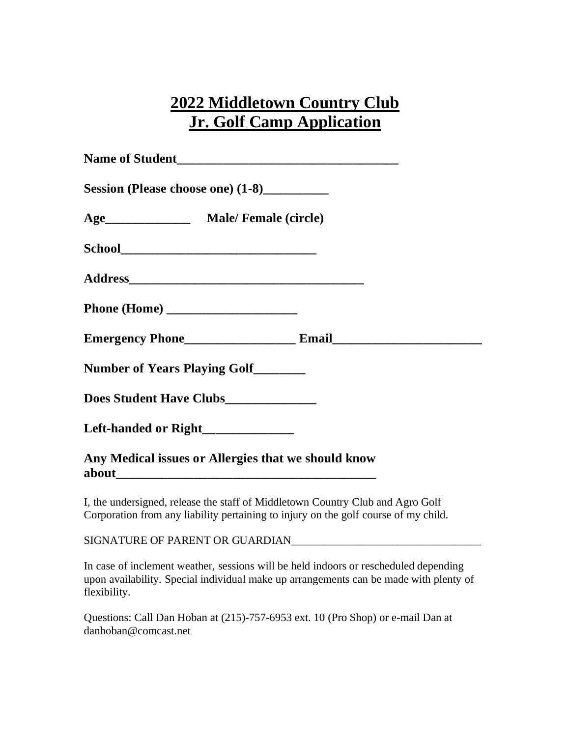# 2022 Middletown Country Club Jr. Golf Camp Application

**Name of Student**___________________________________

**Session (Please choose one) (1-8)**__________

**Age**_____________ **Male/ Female (circle)**

**School**______________________________

**Address**_____________________________________

**Phone (Home)** ____________________

**Emergency Phone**_________________ **Email**_______________________

**Number of Years Playing Golf**________

**Does Student Have Clubs**______________

**Left-handed or Right**______________

**Any Medical issues or Allergies that we should know about**_________________________________________

I, the undersigned, release the staff of Middletown Country Club and Agro Golf Corporation from any liability pertaining to injury on the golf course of my child.

SIGNATURE OF PARENT OR GUARDIAN__________________________________

In case of inclement weather, sessions will be held indoors or rescheduled depending upon availability. Special individual make up arrangements can be made with plenty of flexibility.

Questions: Call Dan Hoban at (215)-757-6953 ext. 10 (Pro Shop) or e-mail Dan at danhoban@comcast.net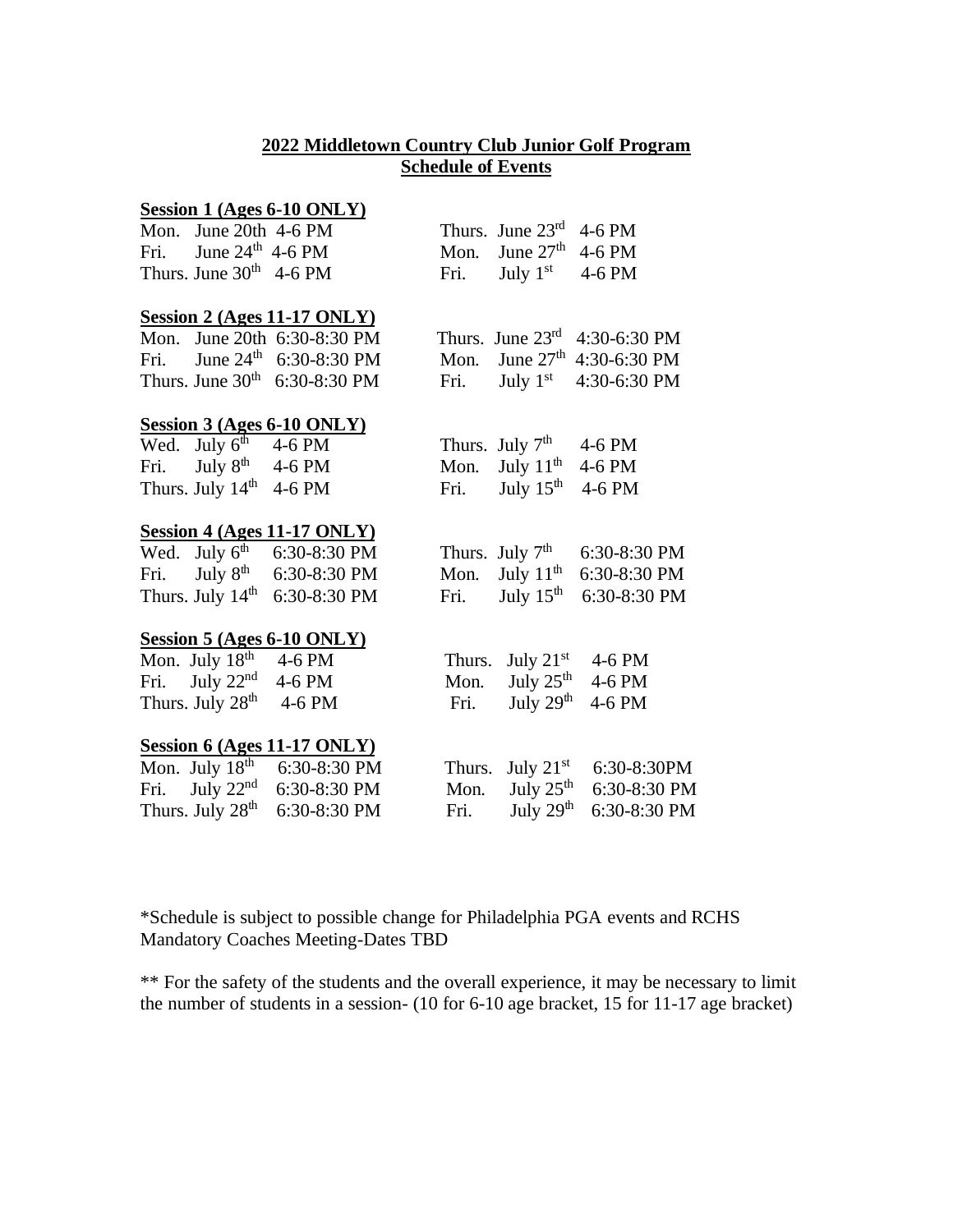**2022 Middletown Country Club Junior Golf Program**
**Schedule of Events**

**Session 1 (Ages 6-10 ONLY)**

| | |
|---|---|
| Mon. June 20th 4-6 PM | Thurs. June 23rd 4-6 PM |
| Fri. June 24th 4-6 PM | Mon. June 27th 4-6 PM |
| Thurs. June 30th 4-6 PM | Fri. July 1st 4-6 PM |

**Session 2 (Ages 11-17 ONLY)**

| | |
|---|---|
| Mon. June 20th 6:30-8:30 PM | Thurs. June 23rd 4:30-6:30 PM |
| Fri. June 24th 6:30-8:30 PM | Mon. June 27th 4:30-6:30 PM |
| Thurs. June 30th 6:30-8:30 PM | Fri. July 1st 4:30-6:30 PM |

**Session 3 (Ages 6-10 ONLY)**

| | |
|---|---|
| Wed. July 6th 4-6 PM | Thurs. July 7th 4-6 PM |
| Fri. July 8th 4-6 PM | Mon. July 11th 4-6 PM |
| Thurs. July 14th 4-6 PM | Fri. July 15th 4-6 PM |

**Session 4 (Ages 11-17 ONLY)**

| | |
|---|---|
| Wed. July 6th 6:30-8:30 PM | Thurs. July 7th 6:30-8:30 PM |
| Fri. July 8th 6:30-8:30 PM | Mon. July 11th 6:30-8:30 PM |
| Thurs. July 14th 6:30-8:30 PM | Fri. July 15th 6:30-8:30 PM |

**Session 5 (Ages 6-10 ONLY)**

| | |
|---|---|
| Mon. July 18th 4-6 PM | Thurs. July 21st 4-6 PM |
| Fri. July 22nd 4-6 PM | Mon. July 25th 4-6 PM |
| Thurs. July 28th 4-6 PM | Fri. July 29th 4-6 PM |

**Session 6 (Ages 11-17 ONLY)**

| | |
|---|---|
| Mon. July 18th 6:30-8:30 PM | Thurs. July 21st 6:30-8:30PM |
| Fri. July 22nd 6:30-8:30 PM | Mon. July 25th 6:30-8:30 PM |
| Thurs. July 28th 6:30-8:30 PM | Fri. July 29th 6:30-8:30 PM |

*Schedule is subject to possible change for Philadelphia PGA events and RCHS Mandatory Coaches Meeting-Dates TBD

** For the safety of the students and the overall experience, it may be necessary to limit the number of students in a session- (10 for 6-10 age bracket, 15 for 11-17 age bracket)